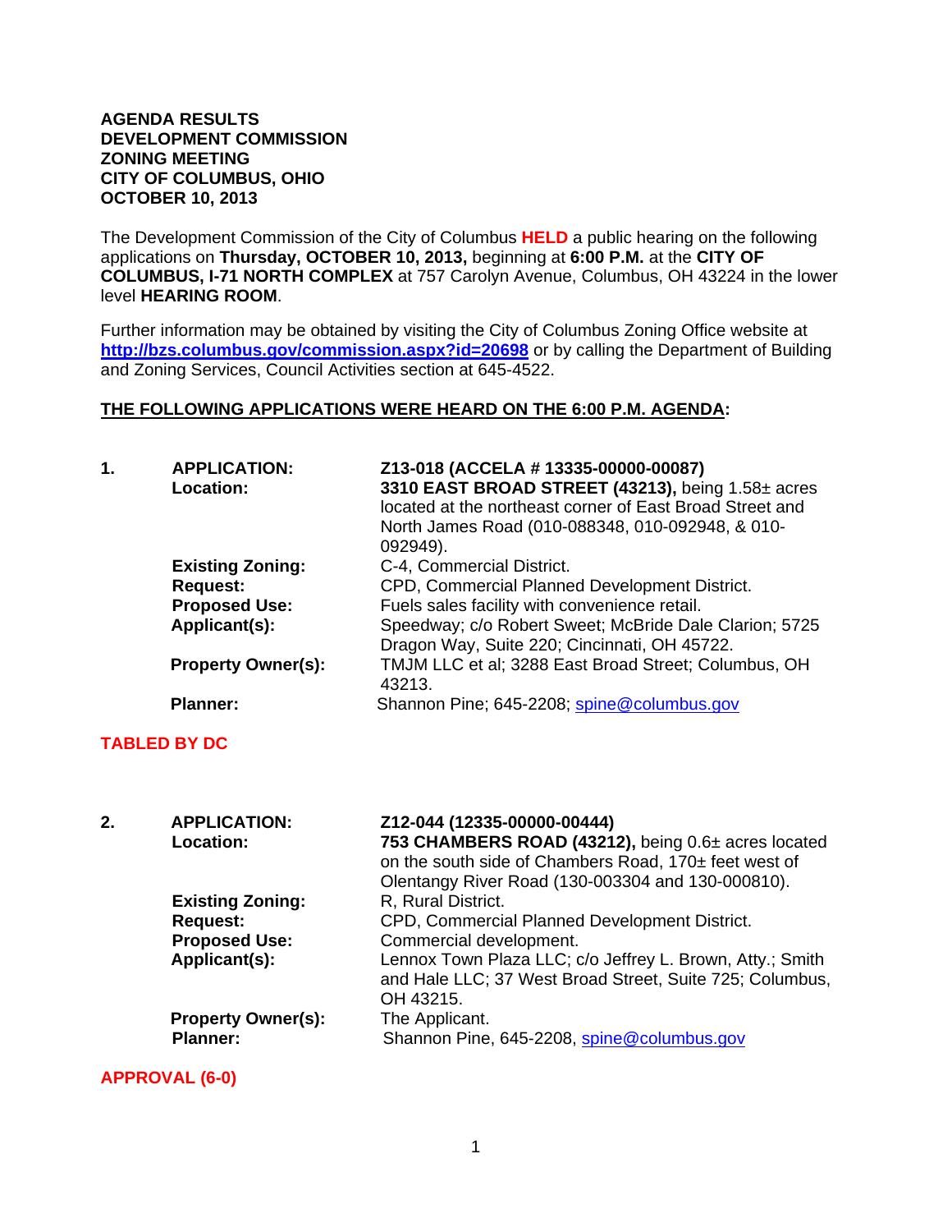**AGENDA RESULTS**
**DEVELOPMENT COMMISSION**
**ZONING MEETING**
**CITY OF COLUMBUS, OHIO**
**OCTOBER 10, 2013**

The Development Commission of the City of Columbus **HELD** a public hearing on the following applications on **Thursday, OCTOBER 10, 2013,** beginning at **6:00 P.M.** at the **CITY OF COLUMBUS, I-71 NORTH COMPLEX** at 757 Carolyn Avenue, Columbus, OH 43224 in the lower level **HEARING ROOM**.

Further information may be obtained by visiting the City of Columbus Zoning Office website at **http://bzs.columbus.gov/commission.aspx?id=20698** or by calling the Department of Building and Zoning Services, Council Activities section at 645-4522.

**THE FOLLOWING APPLICATIONS WERE HEARD ON THE 6:00 P.M. AGENDA:**

**1.**

| | |
|---|---|
| **APPLICATION:** | **Z13-018 (ACCELA # 13335-00000-00087)** |
| **Location:** | **3310 EAST BROAD STREET (43213),** being 1.58± acres located at the northeast corner of East Broad Street and North James Road (010-088348, 010-092948, & 010-092949). |
| **Existing Zoning:** | C-4, Commercial District. |
| **Request:** | CPD, Commercial Planned Development District. |
| **Proposed Use:** | Fuels sales facility with convenience retail. |
| **Applicant(s):** | Speedway; c/o Robert Sweet; McBride Dale Clarion; 5725 Dragon Way, Suite 220; Cincinnati, OH 45722. |
| **Property Owner(s):** | TMJM LLC et al; 3288 East Broad Street; Columbus, OH 43213. |
| **Planner:** | Shannon Pine; 645-2208; spine@columbus.gov |

**TABLED BY DC**

**2.**

| | |
|---|---|
| **APPLICATION:** | **Z12-044 (12335-00000-00444)** |
| **Location:** | **753 CHAMBERS ROAD (43212),** being 0.6± acres located on the south side of Chambers Road, 170± feet west of Olentangy River Road (130-003304 and 130-000810). |
| **Existing Zoning:** | R, Rural District. |
| **Request:** | CPD, Commercial Planned Development District. |
| **Proposed Use:** | Commercial development. |
| **Applicant(s):** | Lennox Town Plaza LLC; c/o Jeffrey L. Brown, Atty.; Smith and Hale LLC; 37 West Broad Street, Suite 725; Columbus, OH 43215. |
| **Property Owner(s):** | The Applicant. |
| **Planner:** | Shannon Pine, 645-2208, spine@columbus.gov |

**APPROVAL (6-0)**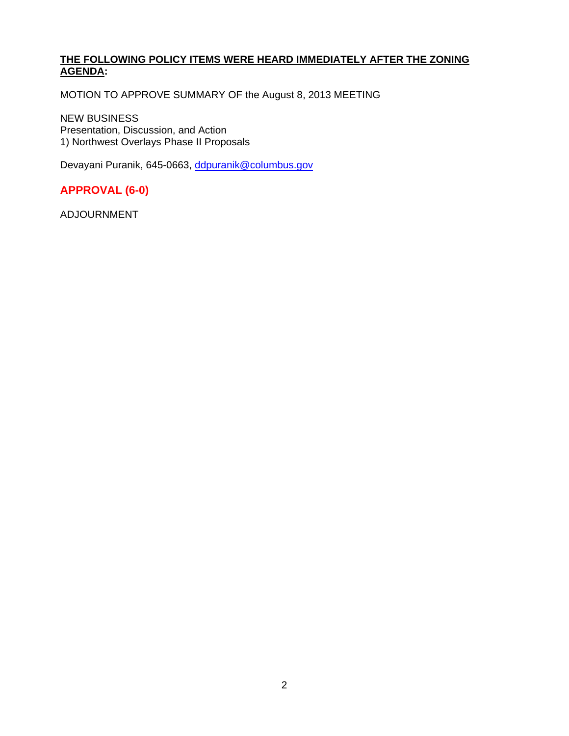**THE FOLLOWING POLICY ITEMS WERE HEARD IMMEDIATELY AFTER THE ZONING AGENDA:**

MOTION TO APPROVE SUMMARY OF the August 8, 2013 MEETING

NEW BUSINESS
Presentation, Discussion, and Action
1) Northwest Overlays Phase II Proposals

Devayani Puranik, 645-0663, ddpuranik@columbus.gov

**APPROVAL (6-0)**

ADJOURNMENT